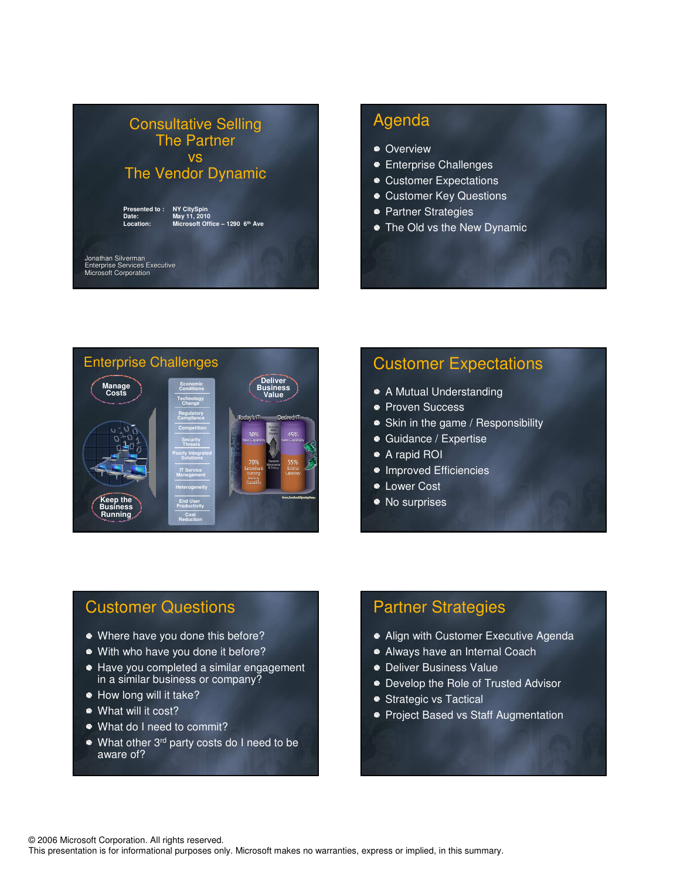# Consultative Selling
# The Partner
# vs
# The Vendor Dynamic

**Presented to :** NY CitySpin
**Date:** May 11, 2010
**Location:** Microsoft Office – 1290 6th Ave

Jonathan Silverman
Enterprise Services Executive
Microsoft Corporation

## Agenda

- Overview
- Enterprise Challenges
- Customer Expectations
- Customer Key Questions
- Partner Strategies
- The Old vs the New Dynamic

## Enterprise Challenges

Manage Costs

Keep the Business Running

Deliver Business Value

- Economic Conditions
- Technology Change
- Regulatory Compliance
- Competition
- Security Threats
- Poorly Integrated Solutions
- IT Service Management
- Heterogeneity
- End User Productivity
- Cost Reduction

Today's IT: 30% New Capability, 70% Sustaining & Running Existing Capability

Desired IT: 45% New Capability, 55% Existing Capability

## Customer Expectations

- A Mutual Understanding
- Proven Success
- Skin in the game / Responsibility
- Guidance / Expertise
- A rapid ROI
- Improved Efficiencies
- Lower Cost
- No surprises

## Customer Questions

- Where have you done this before?
- With who have you done it before?
- Have you completed a similar engagement in a similar business or company?
- How long will it take?
- What will it cost?
- What do I need to commit?
- What other 3rd party costs do I need to be aware of?

## Partner Strategies

- Align with Customer Executive Agenda
- Always have an Internal Coach
- Deliver Business Value
- Develop the Role of Trusted Advisor
- Strategic vs Tactical
- Project Based vs Staff Augmentation

© 2006 Microsoft Corporation. All rights reserved.
This presentation is for informational purposes only. Microsoft makes no warranties, express or implied, in this summary.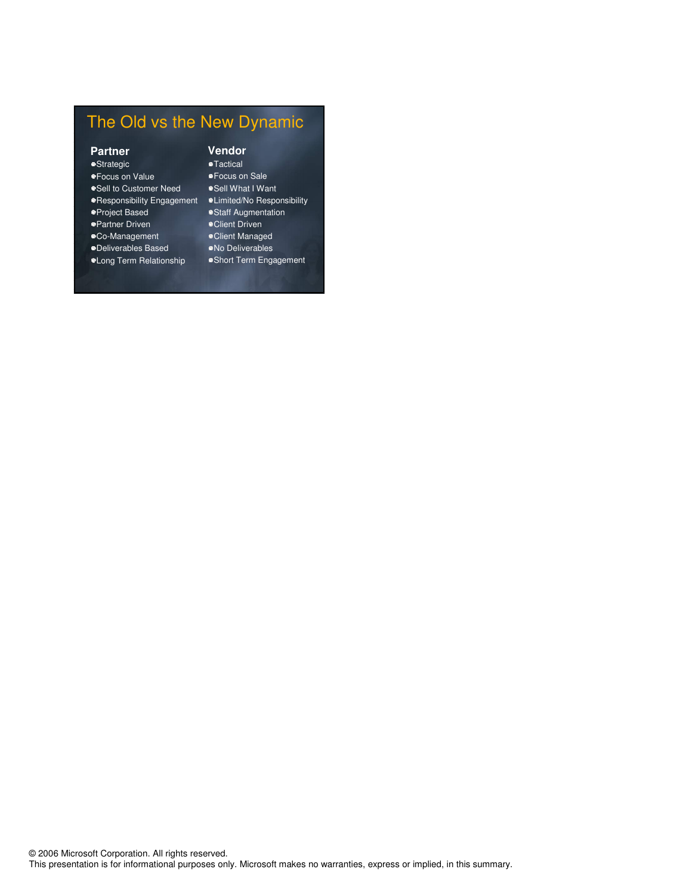## The Old vs the New Dynamic

| Partner | Vendor |
|---|---|
| Strategic | Tactical |
| Focus on Value | Focus on Sale |
| Sell to Customer Need | Sell What I Want |
| Responsibility Engagement | Limited/No Responsibility |
| Project Based | Staff Augmentation |
| Partner Driven | Client Driven |
| Co-Management | Client Managed |
| Deliverables Based | No Deliverables |
| Long Term Relationship | Short Term Engagement |

© 2006 Microsoft Corporation. All rights reserved.
This presentation is for informational purposes only. Microsoft makes no warranties, express or implied, in this summary.